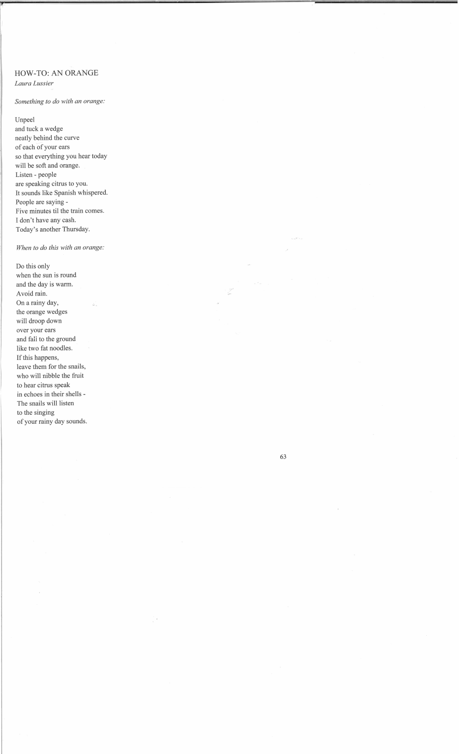# HOW-TO: AN ORANGE

*Laura Lussier*

*Something to do with an orange:*

Unpeel  
and tuck a wedge  
neatly behind the curve  
of each of your ears  
so that everything you hear today  
will be soft and orange.  
Listen - people  
are speaking citrus to you.  
It sounds like Spanish whispered.  
People are saying -  
Five minutes til the train comes.  
I don't have any cash.  
Today's another Thursday.

*When to do this with an orange:*

Do this only  
when the sun is round  
and the day is warm.  
Avoid rain.  
On a rainy day,  
the orange wedges  
will droop down  
over your ears  
and fali to the ground  
like two fat noodles.  
If this happens,  
leave them for the snails,  
who will nibble the fruit  
to hear citrus speak  
in echoes in their shells -  
The snails will listen  
to the singing  
of your rainy day sounds.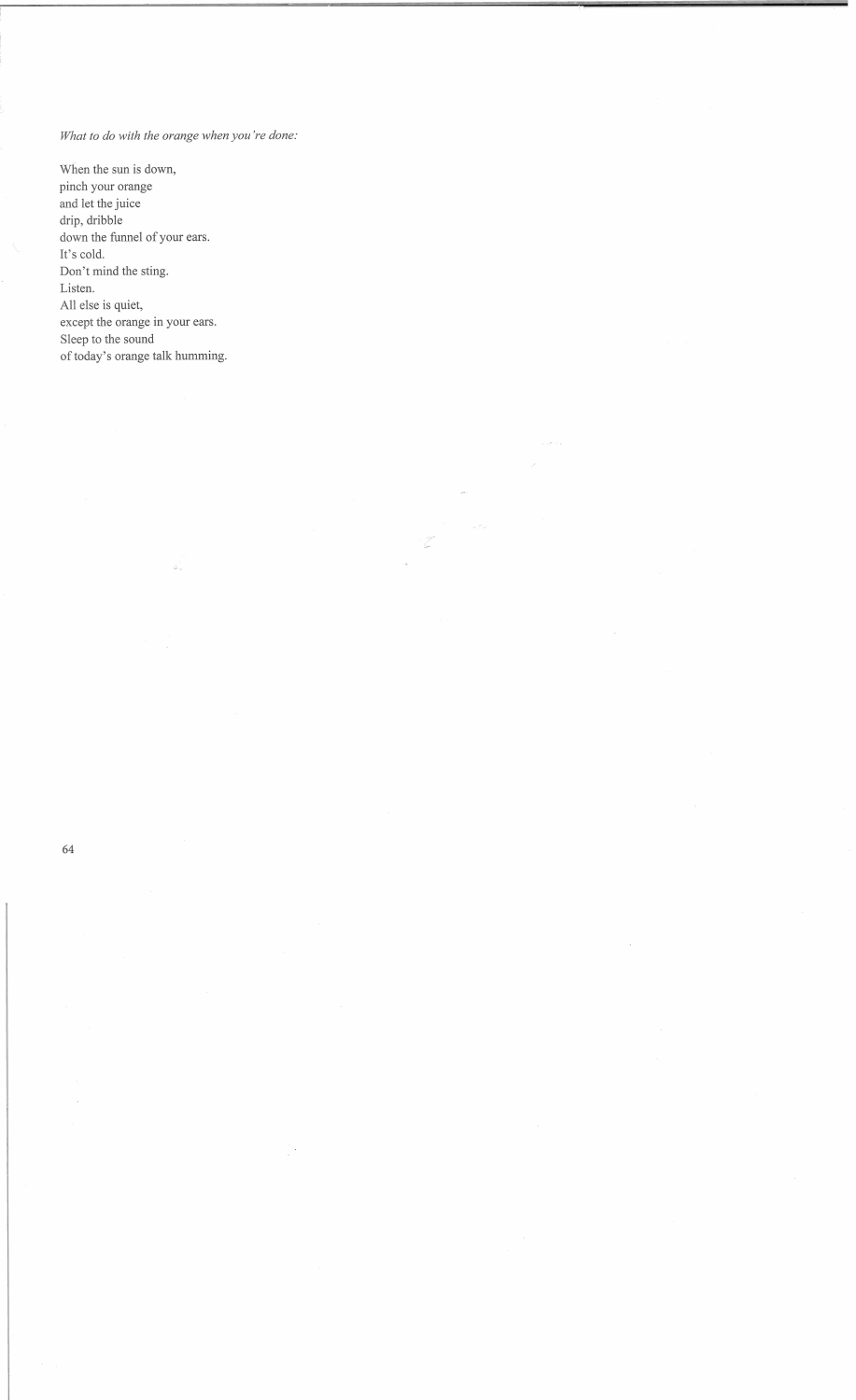*What to do with the orange when you're done:*

When the sun is down,  
pinch your orange  
and let the juice  
drip, dribble  
down the funnel of your ears.  
It's cold.  
Don't mind the sting.  
Listen.  
All else is quiet,  
except the orange in your ears.  
Sleep to the sound  
of today's orange talk humming.